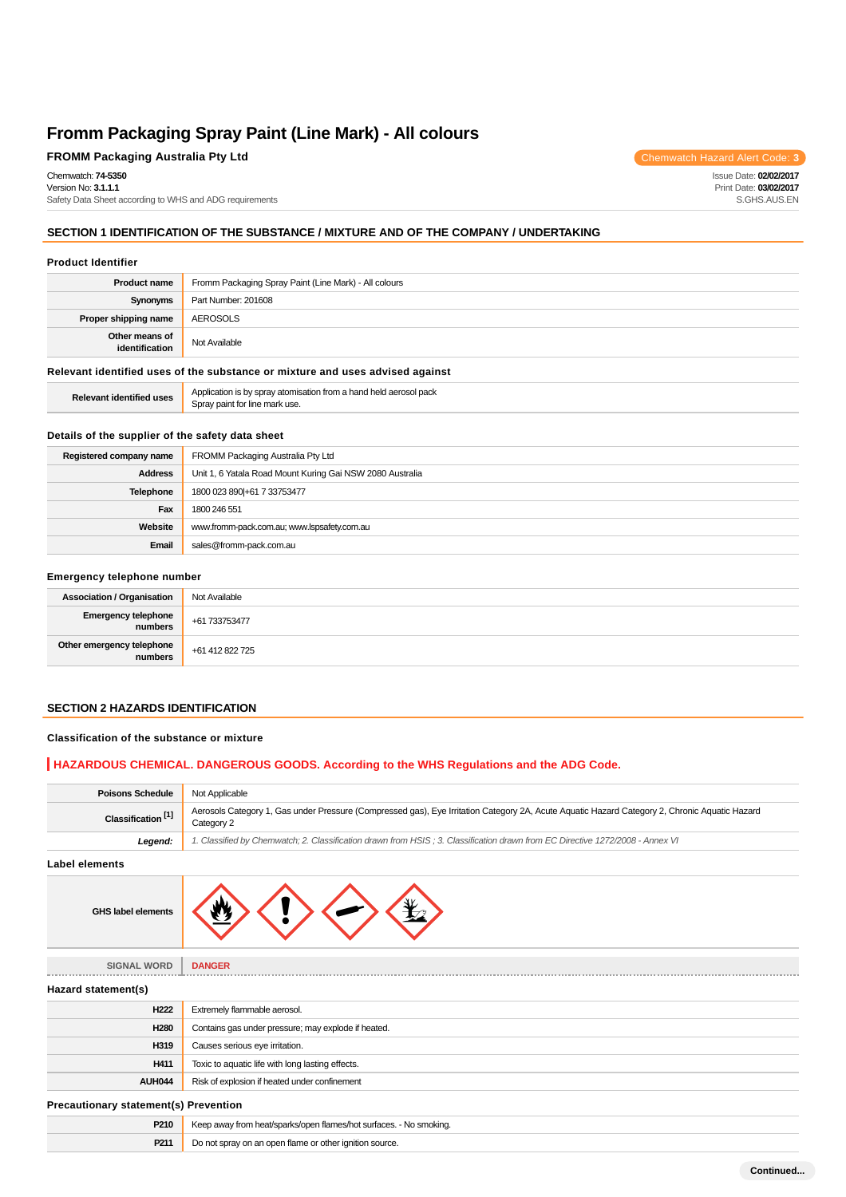# Fromm Packaging Spray Paint (Line Mark) - All colours

**FROMM Packaging Australia Pty Ltd**

Chemwatch Hazard Alert Code: **3**

Chemwatch: **74-5350**
Version No: **3.1.1.1**
Safety Data Sheet according to WHS and ADG requirements

Issue Date: **02/02/2017**
Print Date: **03/02/2017**
S.GHS.AUS.EN

## SECTION 1 IDENTIFICATION OF THE SUBSTANCE / MIXTURE AND OF THE COMPANY / UNDERTAKING

### Product Identifier

| | |
|---|---|
| **Product name** | Fromm Packaging Spray Paint (Line Mark) - All colours |
| **Synonyms** | Part Number: 201608 |
| **Proper shipping name** | AEROSOLS |
| **Other means of identification** | Not Available |

### Relevant identified uses of the substance or mixture and uses advised against

| | |
|---|---|
| **Relevant identified uses** | Application is by spray atomisation from a hand held aerosol pack<br>Spray paint for line mark use. |

### Details of the supplier of the safety data sheet

| | |
|---|---|
| **Registered company name** | FROMM Packaging Australia Pty Ltd |
| **Address** | Unit 1, 6 Yatala Road Mount Kuring Gai NSW 2080 Australia |
| **Telephone** | 1800 023 890\|+61 7 33753477 |
| **Fax** | 1800 246 551 |
| **Website** | www.fromm-pack.com.au; www.lspsafety.com.au |
| **Email** | sales@fromm-pack.com.au |

### Emergency telephone number

| | |
|---|---|
| **Association / Organisation** | Not Available |
| **Emergency telephone numbers** | +61 733753477 |
| **Other emergency telephone numbers** | +61 412 822 725 |

## SECTION 2 HAZARDS IDENTIFICATION

### Classification of the substance or mixture

**HAZARDOUS CHEMICAL. DANGEROUS GOODS. According to the WHS Regulations and the ADG Code.**

| | |
|---|---|
| **Poisons Schedule** | Not Applicable |
| **Classification [1]** | Aerosols Category 1, Gas under Pressure (Compressed gas), Eye Irritation Category 2A, Acute Aquatic Hazard Category 2, Chronic Aquatic Hazard Category 2 |
| ***Legend:*** | *1. Classified by Chemwatch; 2. Classification drawn from HSIS ; 3. Classification drawn from EC Directive 1272/2008 - Annex VI* |

### Label elements

| | |
|---|---|
| **GHS label elements** | |
| SIGNAL WORD | DANGER |

### Hazard statement(s)

| | |
|---|---|
| **H222** | Extremely flammable aerosol. |
| **H280** | Contains gas under pressure; may explode if heated. |
| **H319** | Causes serious eye irritation. |
| **H411** | Toxic to aquatic life with long lasting effects. |
| **AUH044** | Risk of explosion if heated under confinement |

### Precautionary statement(s) Prevention

| | |
|---|---|
| **P210** | Keep away from heat/sparks/open flames/hot surfaces. - No smoking. |
| **P211** | Do not spray on an open flame or other ignition source. |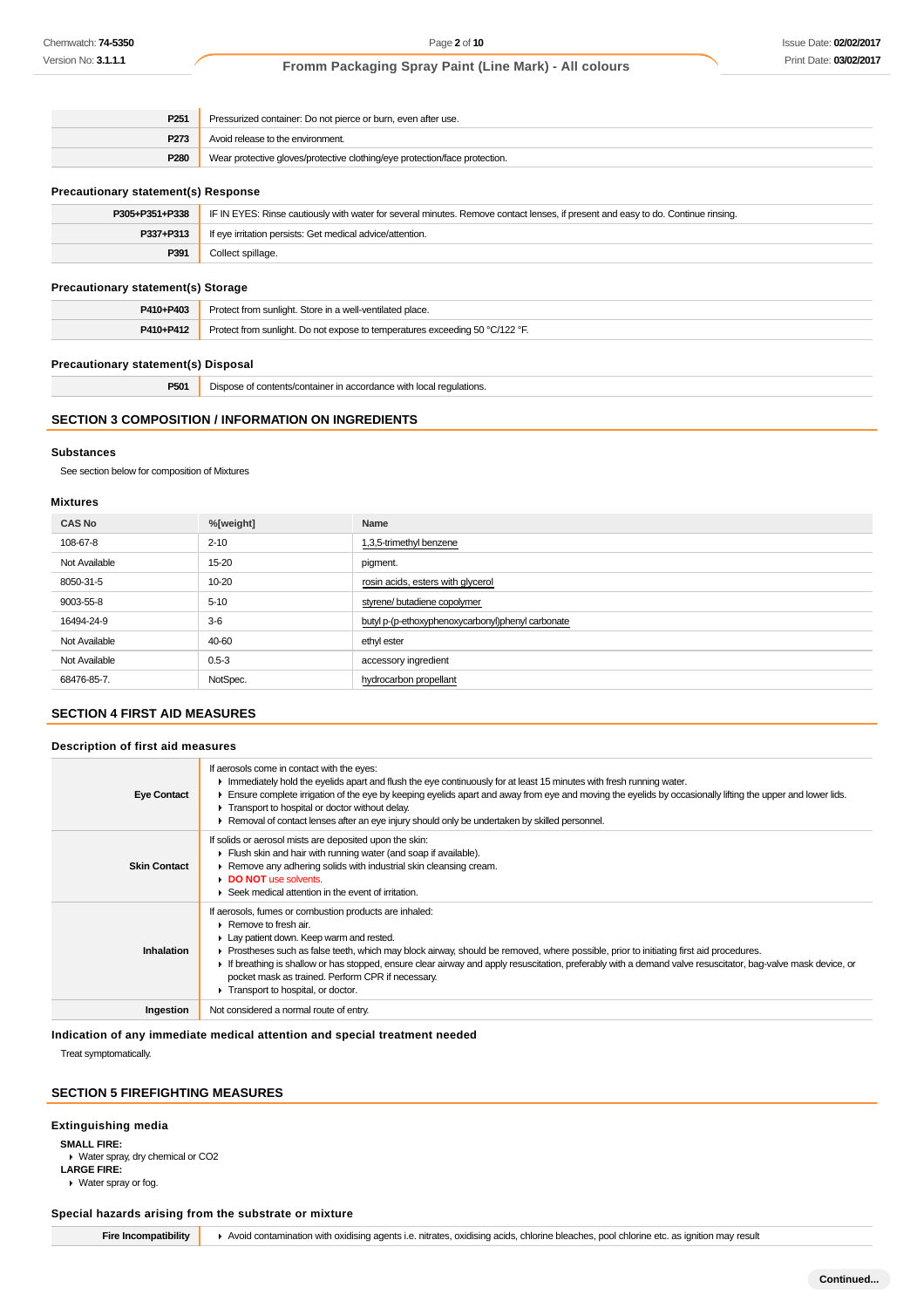| | |
|---|---|
| P251 | Pressurized container: Do not pierce or burn, even after use. |
| P273 | Avoid release to the environment. |
| P280 | Wear protective gloves/protective clothing/eye protection/face protection. |

### Precautionary statement(s) Response

| | |
|---|---|
| P305+P351+P338 | IF IN EYES: Rinse cautiously with water for several minutes. Remove contact lenses, if present and easy to do. Continue rinsing. |
| P337+P313 | If eye irritation persists: Get medical advice/attention. |
| P391 | Collect spillage. |

### Precautionary statement(s) Storage

| | |
|---|---|
| P410+P403 | Protect from sunlight. Store in a well-ventilated place. |
| P410+P412 | Protect from sunlight. Do not expose to temperatures exceeding 50 °C/122 °F. |

### Precautionary statement(s) Disposal

| | |
|---|---|
| P501 | Dispose of contents/container in accordance with local regulations. |

## SECTION 3 COMPOSITION / INFORMATION ON INGREDIENTS

### Substances

See section below for composition of Mixtures

### Mixtures

| CAS No | %[weight] | Name |
|---|---|---|
| 108-67-8 | 2-10 | 1,3,5-trimethyl benzene |
| Not Available | 15-20 | pigment. |
| 8050-31-5 | 10-20 | rosin acids, esters with glycerol |
| 9003-55-8 | 5-10 | styrene/ butadiene copolymer |
| 16494-24-9 | 3-6 | butyl p-(p-ethoxyphenoxycarbonyl)phenyl carbonate |
| Not Available | 40-60 | ethyl ester |
| Not Available | 0.5-3 | accessory ingredient |
| 68476-85-7. | NotSpec. | hydrocarbon propellant |

## SECTION 4 FIRST AID MEASURES

### Description of first aid measures

| | |
|---|---|
| Eye Contact | If aerosols come in contact with the eyes:<br>▸ Immediately hold the eyelids apart and flush the eye continuously for at least 15 minutes with fresh running water.<br>▸ Ensure complete irrigation of the eye by keeping eyelids apart and away from eye and moving the eyelids by occasionally lifting the upper and lower lids.<br>▸ Transport to hospital or doctor without delay.<br>▸ Removal of contact lenses after an eye injury should only be undertaken by skilled personnel. |
| Skin Contact | If solids or aerosol mists are deposited upon the skin:<br>▸ Flush skin and hair with running water (and soap if available).<br>▸ Remove any adhering solids with industrial skin cleansing cream.<br>▸ **DO NOT** use solvents.<br>▸ Seek medical attention in the event of irritation. |
| Inhalation | If aerosols, fumes or combustion products are inhaled:<br>▸ Remove to fresh air.<br>▸ Lay patient down. Keep warm and rested.<br>▸ Prostheses such as false teeth, which may block airway, should be removed, where possible, prior to initiating first aid procedures.<br>▸ If breathing is shallow or has stopped, ensure clear airway and apply resuscitation, preferably with a demand valve resuscitator, bag-valve mask device, or pocket mask as trained. Perform CPR if necessary.<br>▸ Transport to hospital, or doctor. |
| Ingestion | Not considered a normal route of entry. |

### Indication of any immediate medical attention and special treatment needed

Treat symptomatically.

## SECTION 5 FIREFIGHTING MEASURES

### Extinguishing media

**SMALL FIRE:**
- Water spray, dry chemical or CO2

**LARGE FIRE:**
- Water spray or fog.

### Special hazards arising from the substrate or mixture

| | |
|---|---|
| Fire Incompatibility | ▸ Avoid contamination with oxidising agents i.e. nitrates, oxidising acids, chlorine bleaches, pool chlorine etc. as ignition may result |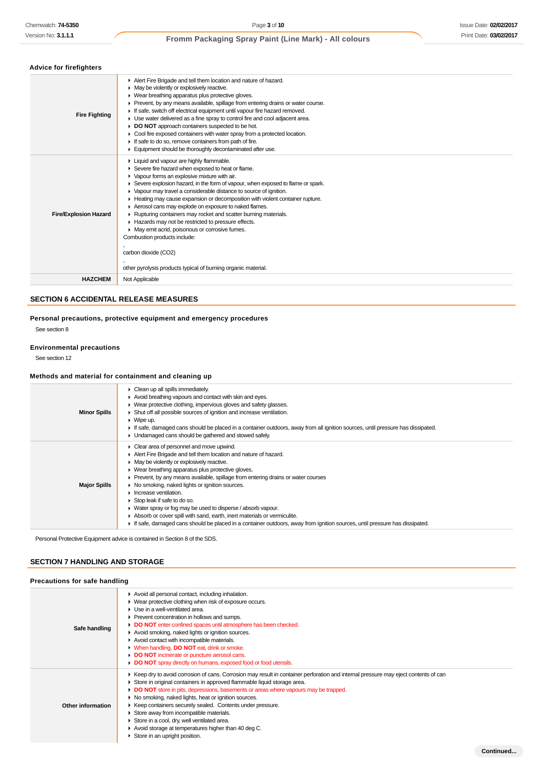### Advice for firefighters

| | |
|---|---|
| **Fire Fighting** | ▸ Alert Fire Brigade and tell them location and nature of hazard.<br>▸ May be violently or explosively reactive.<br>▸ Wear breathing apparatus plus protective gloves.<br>▸ Prevent, by any means available, spillage from entering drains or water course.<br>▸ If safe, switch off electrical equipment until vapour fire hazard removed.<br>▸ Use water delivered as a fine spray to control fire and cool adjacent area.<br>▸ **DO NOT** approach containers suspected to be hot.<br>▸ Cool fire exposed containers with water spray from a protected location.<br>▸ If safe to do so, remove containers from path of fire.<br>▸ Equipment should be thoroughly decontaminated after use. |
| **Fire/Explosion Hazard** | ▸ Liquid and vapour are highly flammable.<br>▸ Severe fire hazard when exposed to heat or flame.<br>▸ Vapour forms an explosive mixture with air.<br>▸ Severe explosion hazard, in the form of vapour, when exposed to flame or spark.<br>▸ Vapour may travel a considerable distance to source of ignition.<br>▸ Heating may cause expansion or decomposition with violent container rupture.<br>▸ Aerosol cans may explode on exposure to naked flames.<br>▸ Rupturing containers may rocket and scatter burning materials.<br>▸ Hazards may not be restricted to pressure effects.<br>▸ May emit acrid, poisonous or corrosive fumes.<br>Combustion products include:<br>,<br>carbon dioxide ($CO_2$)<br>,<br>other pyrolysis products typical of burning organic material. |
| **HAZCHEM** | Not Applicable |

## SECTION 6 ACCIDENTAL RELEASE MEASURES

### Personal precautions, protective equipment and emergency procedures

See section 8

### Environmental precautions

See section 12

### Methods and material for containment and cleaning up

| | |
|---|---|
| **Minor Spills** | ▸ Clean up all spills immediately.<br>▸ Avoid breathing vapours and contact with skin and eyes.<br>▸ Wear protective clothing, impervious gloves and safety glasses.<br>▸ Shut off all possible sources of ignition and increase ventilation.<br>▸ Wipe up.<br>▸ If safe, damaged cans should be placed in a container outdoors, away from all ignition sources, until pressure has dissipated.<br>▸ Undamaged cans should be gathered and stowed safely. |
| **Major Spills** | ▸ Clear area of personnel and move upwind.<br>▸ Alert Fire Brigade and tell them location and nature of hazard.<br>▸ May be violently or explosively reactive.<br>▸ Wear breathing apparatus plus protective gloves.<br>▸ Prevent, by any means available, spillage from entering drains or water courses<br>▸ No smoking, naked lights or ignition sources.<br>▸ Increase ventilation.<br>▸ Stop leak if safe to do so.<br>▸ Water spray or fog may be used to disperse / absorb vapour.<br>▸ Absorb or cover spill with sand, earth, inert materials or vermiculite.<br>▸ If safe, damaged cans should be placed in a container outdoors, away from ignition sources, until pressure has dissipated. |

Personal Protective Equipment advice is contained in Section 8 of the SDS.

## SECTION 7 HANDLING AND STORAGE

### Precautions for safe handling

| | |
|---|---|
| **Safe handling** | ▸ Avoid all personal contact, including inhalation.<br>▸ Wear protective clothing when risk of exposure occurs.<br>▸ Use in a well-ventilated area.<br>▸ Prevent concentration in hollows and sumps.<br>▸ **DO NOT** enter confined spaces until atmosphere has been checked.<br>▸ Avoid smoking, naked lights or ignition sources.<br>▸ Avoid contact with incompatible materials.<br>▸ When handling, **DO NOT** eat, drink or smoke.<br>▸ **DO NOT** incinerate or puncture aerosol cans.<br>▸ **DO NOT** spray directly on humans, exposed food or food utensils. |
| **Other information** | ▸ Keep dry to avoid corrosion of cans. Corrosion may result in container perforation and internal pressure may eject contents of can<br>▸ Store in original containers in approved flammable liquid storage area.<br>▸ **DO NOT** store in pits, depressions, basements or areas where vapours may be trapped.<br>▸ No smoking, naked lights, heat or ignition sources.<br>▸ Keep containers securely sealed. Contents under pressure.<br>▸ Store away from incompatible materials.<br>▸ Store in a cool, dry, well ventilated area.<br>▸ Avoid storage at temperatures higher than 40 deg C.<br>▸ Store in an upright position. |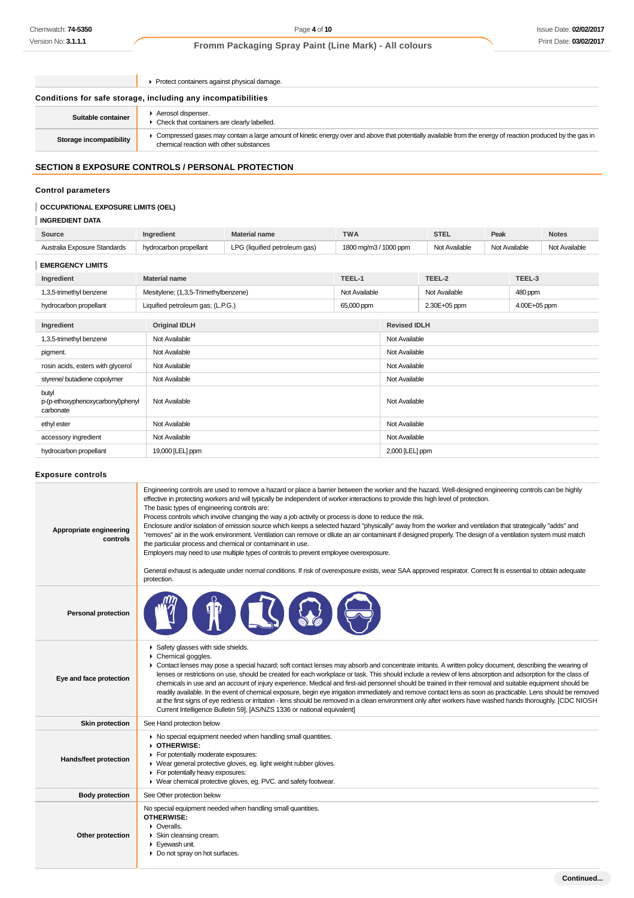| | |
|---|---|
| | Protect containers against physical damage. |

### Conditions for safe storage, including any incompatibilities

| | |
|---|---|
| **Suitable container** | - Aerosol dispenser.<br>- Check that containers are clearly labelled. |
| **Storage incompatibility** | - Compressed gases may contain a large amount of kinetic energy over and above that potentially available from the energy of reaction produced by the gas in chemical reaction with other substances |

## SECTION 8 EXPOSURE CONTROLS / PERSONAL PROTECTION

### Control parameters

**OCCUPATIONAL EXPOSURE LIMITS (OEL)**

**INGREDIENT DATA**

| Source | Ingredient | Material name | TWA | STEL | Peak | Notes |
|---|---|---|---|---|---|---|
| Australia Exposure Standards | hydrocarbon propellant | LPG (liquified petroleum gas) | 1800 mg/m3 / 1000 ppm | Not Available | Not Available | Not Available |

**EMERGENCY LIMITS**

| Ingredient | Material name | TEEL-1 | TEEL-2 | TEEL-3 |
|---|---|---|---|---|
| 1,3,5-trimethyl benzene | Mesitylene; (1,3,5-Trimethylbenzene) | Not Available | Not Available | 480 ppm |
| hydrocarbon propellant | Liquified petroleum gas; (L.P.G.) | 65,000 ppm | 2.30E+05 ppm | 4.00E+05 ppm |

| Ingredient | Original IDLH | Revised IDLH |
|---|---|---|
| 1,3,5-trimethyl benzene | Not Available | Not Available |
| pigment. | Not Available | Not Available |
| rosin acids, esters with glycerol | Not Available | Not Available |
| styrene/ butadiene copolymer | Not Available | Not Available |
| butyl p-(p-ethoxyphenoxycarbonyl)phenyl carbonate | Not Available | Not Available |
| ethyl ester | Not Available | Not Available |
| accessory ingredient | Not Available | Not Available |
| hydrocarbon propellant | 19,000 [LEL] ppm | 2,000 [LEL] ppm |

### Exposure controls

| | |
|---|---|
| **Appropriate engineering controls** | Engineering controls are used to remove a hazard or place a barrier between the worker and the hazard. Well-designed engineering controls can be highly effective in protecting workers and will typically be independent of worker interactions to provide this high level of protection.<br>The basic types of engineering controls are:<br>Process controls which involve changing the way a job activity or process is done to reduce the risk.<br>Enclosure and/or isolation of emission source which keeps a selected hazard "physically" away from the worker and ventilation that strategically "adds" and "removes" air in the work environment. Ventilation can remove or dilute an air contaminant if designed properly. The design of a ventilation system must match the particular process and chemical or contaminant in use.<br>Employers may need to use multiple types of controls to prevent employee overexposure.<br><br>General exhaust is adequate under normal conditions. If risk of overexposure exists, wear SAA approved respirator. Correct fit is essential to obtain adequate protection. |
| **Personal protection** | |
| **Eye and face protection** | - Safety glasses with side shields.<br>- Chemical goggles.<br>- Contact lenses may pose a special hazard; soft contact lenses may absorb and concentrate irritants. A written policy document, describing the wearing of lenses or restrictions on use, should be created for each workplace or task. This should include a review of lens absorption and adsorption for the class of chemicals in use and an account of injury experience. Medical and first-aid personnel should be trained in their removal and suitable equipment should be readily available. In the event of chemical exposure, begin eye irrigation immediately and remove contact lens as soon as practicable. Lens should be removed at the first signs of eye redness or irritation - lens should be removed in a clean environment only after workers have washed hands thoroughly. [CDC NIOSH Current Intelligence Bulletin 59], [AS/NZS 1336 or national equivalent] |
| **Skin protection** | See Hand protection below |
| **Hands/feet protection** | - No special equipment needed when handling small quantities.<br>- **OTHERWISE:**<br>- For potentially moderate exposures:<br>- Wear general protective gloves, eg. light weight rubber gloves.<br>- For potentially heavy exposures:<br>- Wear chemical protective gloves, eg. PVC. and safety footwear. |
| **Body protection** | See Other protection below |
| **Other protection** | No special equipment needed when handling small quantities.<br>**OTHERWISE:**<br>- Overalls.<br>- Skin cleansing cream.<br>- Eyewash unit.<br>- Do not spray on hot surfaces. |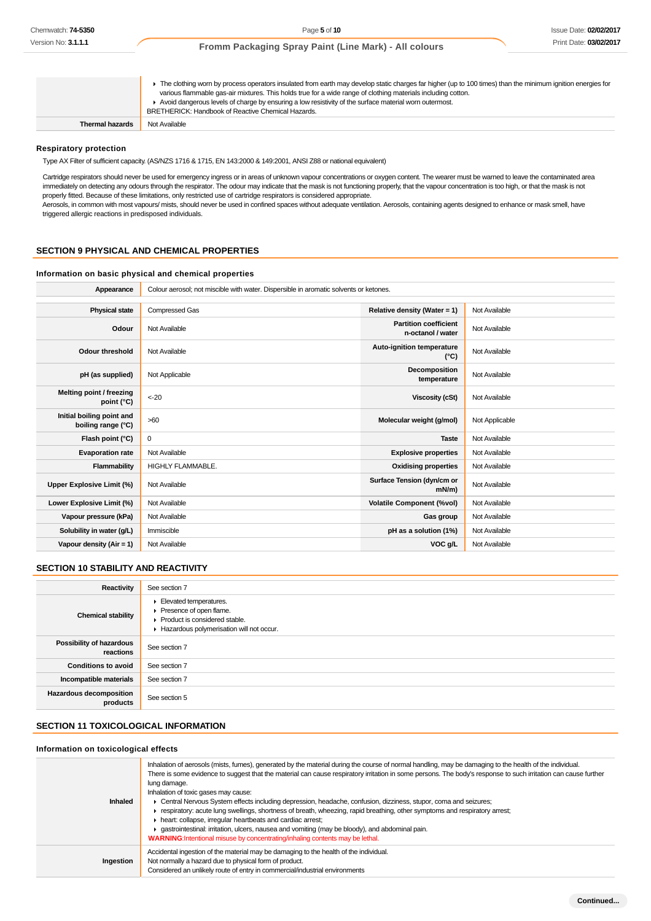| | |
|---|---|
| | ▸ The clothing worn by process operators insulated from earth may develop static charges far higher (up to 100 times) than the minimum ignition energies for various flammable gas-air mixtures. This holds true for a wide range of clothing materials including cotton.<br>▸ Avoid dangerous levels of charge by ensuring a low resistivity of the surface material worn outermost.<br>BRETHERICK: Handbook of Reactive Chemical Hazards. |
| **Thermal hazards** | Not Available |

### Respiratory protection

Type AX Filter of sufficient capacity. (AS/NZS 1716 & 1715, EN 143:2000 & 149:2001, ANSI Z88 or national equivalent)

Cartridge respirators should never be used for emergency ingress or in areas of unknown vapour concentrations or oxygen content. The wearer must be warned to leave the contaminated area immediately on detecting any odours through the respirator. The odour may indicate that the mask is not functioning properly, that the vapour concentration is too high, or that the mask is not properly fitted. Because of these limitations, only restricted use of cartridge respirators is considered appropriate.
Aerosols, in common with most vapours/ mists, should never be used in confined spaces without adequate ventilation. Aerosols, containing agents designed to enhance or mask smell, have triggered allergic reactions in predisposed individuals.

## SECTION 9 PHYSICAL AND CHEMICAL PROPERTIES

### Information on basic physical and chemical properties

| | |
|---|---|
| **Appearance** | Colour aerosol; not miscible with water. Dispersible in aromatic solvents or ketones. |

| | | | |
|---|---|---|---|
| **Physical state** | Compressed Gas | **Relative density (Water = 1)** | Not Available |
| **Odour** | Not Available | **Partition coefficient n-octanol / water** | Not Available |
| **Odour threshold** | Not Available | **Auto-ignition temperature (°C)** | Not Available |
| **pH (as supplied)** | Not Applicable | **Decomposition temperature** | Not Available |
| **Melting point / freezing point (°C)** | <-20 | **Viscosity (cSt)** | Not Available |
| **Initial boiling point and boiling range (°C)** | >60 | **Molecular weight (g/mol)** | Not Applicable |
| **Flash point (°C)** | 0 | **Taste** | Not Available |
| **Evaporation rate** | Not Available | **Explosive properties** | Not Available |
| **Flammability** | HIGHLY FLAMMABLE. | **Oxidising properties** | Not Available |
| **Upper Explosive Limit (%)** | Not Available | **Surface Tension (dyn/cm or mN/m)** | Not Available |
| **Lower Explosive Limit (%)** | Not Available | **Volatile Component (%vol)** | Not Available |
| **Vapour pressure (kPa)** | Not Available | **Gas group** | Not Available |
| **Solubility in water (g/L)** | Immiscible | **pH as a solution (1%)** | Not Available |
| **Vapour density (Air = 1)** | Not Available | **VOC g/L** | Not Available |

## SECTION 10 STABILITY AND REACTIVITY

| | |
|---|---|
| **Reactivity** | See section 7 |
| **Chemical stability** | ▸ Elevated temperatures.<br>▸ Presence of open flame.<br>▸ Product is considered stable.<br>▸ Hazardous polymerisation will not occur. |
| **Possibility of hazardous reactions** | See section 7 |
| **Conditions to avoid** | See section 7 |
| **Incompatible materials** | See section 7 |
| **Hazardous decomposition products** | See section 5 |

## SECTION 11 TOXICOLOGICAL INFORMATION

### Information on toxicological effects

| | |
|---|---|
| **Inhaled** | Inhalation of aerosols (mists, fumes), generated by the material during the course of normal handling, may be damaging to the health of the individual.<br>There is some evidence to suggest that the material can cause respiratory irritation in some persons. The body's response to such irritation can cause further lung damage.<br>Inhalation of toxic gases may cause:<br>▸ Central Nervous System effects including depression, headache, confusion, dizziness, stupor, coma and seizures;<br>▸ respiratory: acute lung swellings, shortness of breath, wheezing, rapid breathing, other symptoms and respiratory arrest;<br>▸ heart: collapse, irregular heartbeats and cardiac arrest;<br>▸ gastrointestinal: irritation, ulcers, nausea and vomiting (may be bloody), and abdominal pain.<br>**WARNING:**Intentional misuse by concentrating/inhaling contents may be lethal. |
| **Ingestion** | Accidental ingestion of the material may be damaging to the health of the individual.<br>Not normally a hazard due to physical form of product.<br>Considered an unlikely route of entry in commercial/industrial environments |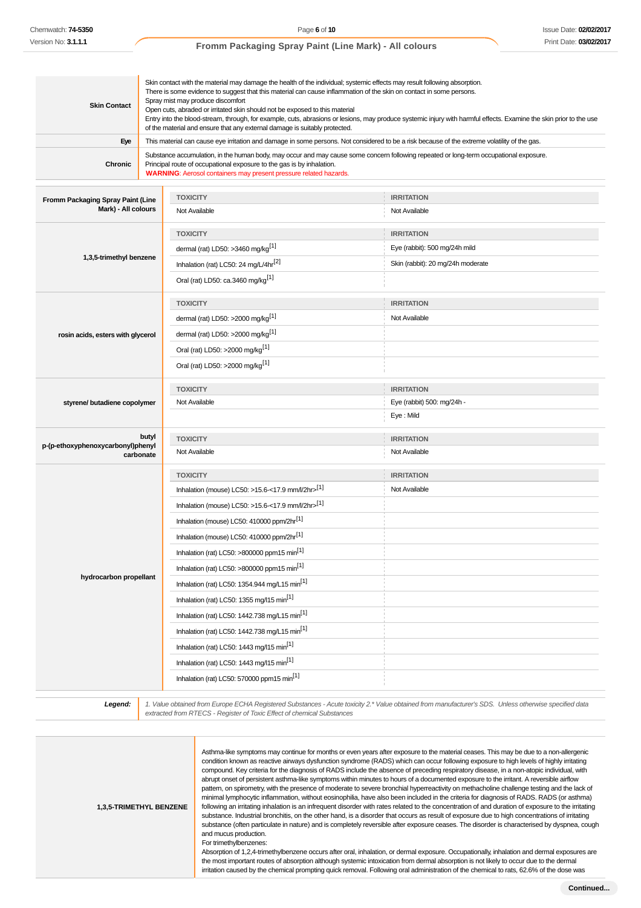| | |
|---|---|
| **Skin Contact** | Skin contact with the material may damage the health of the individual; systemic effects may result following absorption.<br>There is some evidence to suggest that this material can cause inflammation of the skin on contact in some persons.<br>Spray mist may produce discomfort<br>Open cuts, abraded or irritated skin should not be exposed to this material<br>Entry into the blood-stream, through, for example, cuts, abrasions or lesions, may produce systemic injury with harmful effects. Examine the skin prior to the use of the material and ensure that any external damage is suitably protected. |
| **Eye** | This material can cause eye irritation and damage in some persons. Not considered to be a risk because of the extreme volatility of the gas. |
| **Chronic** | Substance accumulation, in the human body, may occur and may cause some concern following repeated or long-term occupational exposure.<br>Principal route of occupational exposure to the gas is by inhalation.<br>**WARNING**: Aerosol containers may present pressure related hazards. |

| | TOXICITY | IRRITATION |
|---|---|---|
| **Fromm Packaging Spray Paint (Line Mark) - All colours** | Not Available | Not Available |
| **1,3,5-trimethyl benzene** | dermal (rat) LD50: >3460 mg/kg[1] | Eye (rabbit): 500 mg/24h mild |
| | Inhalation (rat) LC50: 24 mg/L/4hr[2] | Skin (rabbit): 20 mg/24h moderate |
| | Oral (rat) LD50: ca.3460 mg/kg[1] | |
| **rosin acids, esters with glycerol** | dermal (rat) LD50: >2000 mg/kg[1] | Not Available |
| | dermal (rat) LD50: >2000 mg/kg[1] | |
| | Oral (rat) LD50: >2000 mg/kg[1] | |
| | Oral (rat) LD50: >2000 mg/kg[1] | |
| **styrene/ butadiene copolymer** | Not Available | Eye (rabbit) 500: mg/24h - |
| | | Eye : Mild |
| **butyl p-(p-ethoxyphenoxycarbonyl)phenyl carbonate** | Not Available | Not Available |
| **hydrocarbon propellant** | Inhalation (mouse) LC50: >15.6-<17.9 mm/l/2hr>[1] | Not Available |
| | Inhalation (mouse) LC50: >15.6-<17.9 mm/l/2hr>[1] | |
| | Inhalation (mouse) LC50: 410000 ppm/2hr[1] | |
| | Inhalation (mouse) LC50: 410000 ppm/2hr[1] | |
| | Inhalation (rat) LC50: >800000 ppm15 min[1] | |
| | Inhalation (rat) LC50: >800000 ppm15 min[1] | |
| | Inhalation (rat) LC50: 1354.944 mg/L15 min[1] | |
| | Inhalation (rat) LC50: 1355 mg/l15 min[1] | |
| | Inhalation (rat) LC50: 1442.738 mg/L15 min[1] | |
| | Inhalation (rat) LC50: 1442.738 mg/L15 min[1] | |
| | Inhalation (rat) LC50: 1443 mg/l15 min[1] | |
| | Inhalation (rat) LC50: 1443 mg/l15 min[1] | |
| | Inhalation (rat) LC50: 570000 ppm15 min[1] | |

| | |
|---|---|
| ***Legend:*** | *1. Value obtained from Europe ECHA Registered Substances - Acute toxicity 2.\* Value obtained from manufacturer's SDS. Unless otherwise specified data extracted from RTECS - Register of Toxic Effect of chemical Substances* |

| | |
|---|---|
| **1,3,5-TRIMETHYL BENZENE** | Asthma-like symptoms may continue for months or even years after exposure to the material ceases. This may be due to a non-allergenic condition known as reactive airways dysfunction syndrome (RADS) which can occur following exposure to high levels of highly irritating compound. Key criteria for the diagnosis of RADS include the absence of preceding respiratory disease, in a non-atopic individual, with abrupt onset of persistent asthma-like symptoms within minutes to hours of a documented exposure to the irritant. A reversible airflow pattern, on spirometry, with the presence of moderate to severe bronchial hyperreactivity on methacholine challenge testing and the lack of minimal lymphocytic inflammation, without eosinophilia, have also been included in the criteria for diagnosis of RADS. RADS (or asthma) following an irritating inhalation is an infrequent disorder with rates related to the concentration of and duration of exposure to the irritating substance. Industrial bronchitis, on the other hand, is a disorder that occurs as result of exposure due to high concentrations of irritating substance (often particulate in nature) and is completely reversible after exposure ceases. The disorder is characterised by dyspnea, cough and mucus production.<br>For trimethylbenzenes:<br>Absorption of 1,2,4-trimethylbenzene occurs after oral, inhalation, or dermal exposure. Occupationally, inhalation and dermal exposures are the most important routes of absorption although systemic intoxication from dermal absorption is not likely to occur due to the dermal irritation caused by the chemical prompting quick removal. Following oral administration of the chemical to rats, 62.6% of the dose was |

**Continued...**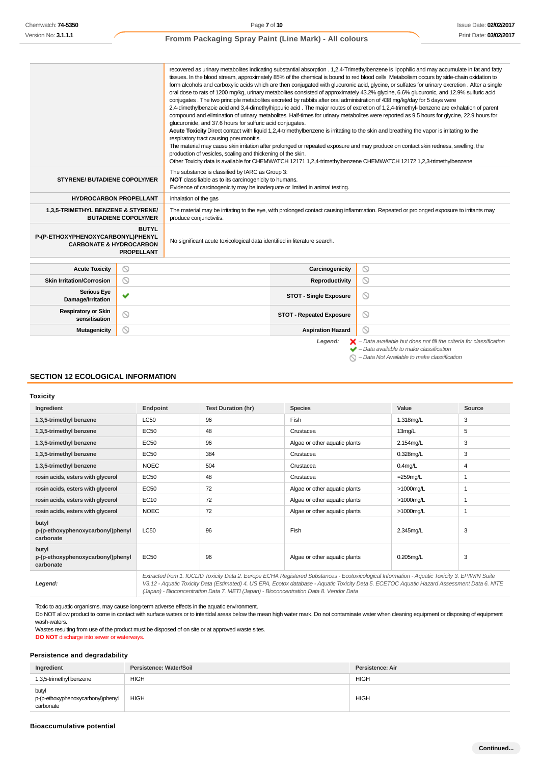| | |
|---|---|
| | recovered as urinary metabolites indicating substantial absorption . 1,2,4-Trimethylbenzene is lipophilic and may accumulate in fat and fatty tissues. In the blood stream, approximately 85% of the chemical is bound to red blood cells Metabolism occurs by side-chain oxidation to form alcohols and carboxylic acids which are then conjugated with glucuronic acid, glycine, or sulfates for urinary excretion . After a single oral dose to rats of 1200 mg/kg, urinary metabolites consisted of approximately 43.2% glycine, 6.6% glucuronic, and 12.9% sulfuric acid conjugates . The two principle metabolites excreted by rabbits after oral administration of 438 mg/kg/day for 5 days were 2,4-dimethylbenzoic acid and 3,4-dimethylhippuric acid . The major routes of excretion of 1,2,4-trimethyl- benzene are exhalation of parent compound and elimination of urinary metabolites. Half-times for urinary metabolites were reported as 9.5 hours for glycine, 22.9 hours for glucuronide, and 37.6 hours for sulfuric acid conjugates.<br>**Acute Toxicity** Direct contact with liquid 1,2,4-trimethylbenzene is irritating to the skin and breathing the vapor is irritating to the respiratory tract causing pneumonitis.<br>The material may cause skin irritation after prolonged or repeated exposure and may produce on contact skin redness, swelling, the production of vesicles, scaling and thickening of the skin.<br>Other Toxicity data is available for CHEMWATCH 12171 1,2,4-trimethylbenzene CHEMWATCH 12172 1,2,3-trimethylbenzene |
| **STYRENE/ BUTADIENE COPOLYMER** | The substance is classified by IARC as Group 3:<br>**NOT** classifiable as to its carcinogenicity to humans.<br>Evidence of carcinogenicity may be inadequate or limited in animal testing. |
| **HYDROCARBON PROPELLANT** | inhalation of the gas |
| **1,3,5-TRIMETHYL BENZENE & STYRENE/ BUTADIENE COPOLYMER** | The material may be irritating to the eye, with prolonged contact causing inflammation. Repeated or prolonged exposure to irritants may produce conjunctivitis. |
| **BUTYL P-(P-ETHOXYPHENOXYCARBONYL)PHENYL CARBONATE & HYDROCARBON PROPELLANT** | No significant acute toxicological data identified in literature search. |

| | | | |
|---|---|---|---|
| **Acute Toxicity** | ⃠ | **Carcinogenicity** | ⃠ |
| **Skin Irritation/Corrosion** | ⃠ | **Reproductivity** | ⃠ |
| **Serious Eye Damage/Irritation** | ✔ | **STOT - Single Exposure** | ⃠ |
| **Respiratory or Skin sensitisation** | ⃠ | **STOT - Repeated Exposure** | ⃠ |
| **Mutagenicity** | ⃠ | **Aspiration Hazard** | ⃠ |

*Legend:* ✘ – *Data available but does not fill the criteria for classification*
✔ – *Data available to make classification*
⃠ – *Data Not Available to make classification*

## SECTION 12 ECOLOGICAL INFORMATION

### Toxicity

| Ingredient | Endpoint | Test Duration (hr) | Species | Value | Source |
|---|---|---|---|---|---|
| 1,3,5-trimethyl benzene | LC50 | 96 | Fish | 1.318mg/L | 3 |
| 1,3,5-trimethyl benzene | EC50 | 48 | Crustacea | 13mg/L | 5 |
| 1,3,5-trimethyl benzene | EC50 | 96 | Algae or other aquatic plants | 2.154mg/L | 3 |
| 1,3,5-trimethyl benzene | EC50 | 384 | Crustacea | 0.328mg/L | 3 |
| 1,3,5-trimethyl benzene | NOEC | 504 | Crustacea | 0.4mg/L | 4 |
| rosin acids, esters with glycerol | EC50 | 48 | Crustacea | =259mg/L | 1 |
| rosin acids, esters with glycerol | EC50 | 72 | Algae or other aquatic plants | >1000mg/L | 1 |
| rosin acids, esters with glycerol | EC10 | 72 | Algae or other aquatic plants | >1000mg/L | 1 |
| rosin acids, esters with glycerol | NOEC | 72 | Algae or other aquatic plants | >1000mg/L | 1 |
| butyl p-(p-ethoxyphenoxycarbonyl)phenyl carbonate | LC50 | 96 | Fish | 2.345mg/L | 3 |
| butyl p-(p-ethoxyphenoxycarbonyl)phenyl carbonate | EC50 | 96 | Algae or other aquatic plants | 0.205mg/L | 3 |
| ***Legend:*** | *Extracted from 1. IUCLID Toxicity Data 2. Europe ECHA Registered Substances - Ecotoxicological Information - Aquatic Toxicity 3. EPIWIN Suite V3.12 - Aquatic Toxicity Data (Estimated) 4. US EPA, Ecotox database - Aquatic Toxicity Data 5. ECETOC Aquatic Hazard Assessment Data 6. NITE (Japan) - Bioconcentration Data 7. METI (Japan) - Bioconcentration Data 8. Vendor Data* | | | | |

Toxic to aquatic organisms, may cause long-term adverse effects in the aquatic environment.
Do NOT allow product to come in contact with surface waters or to intertidal areas below the mean high water mark. Do not contaminate water when cleaning equipment or disposing of equipment wash-waters.
Wastes resulting from use of the product must be disposed of on site or at approved waste sites.
**DO NOT** discharge into sewer or waterways.

### Persistence and degradability

| Ingredient | Persistence: Water/Soil | Persistence: Air |
|---|---|---|
| 1,3,5-trimethyl benzene | HIGH | HIGH |
| butyl p-(p-ethoxyphenoxycarbonyl)phenyl carbonate | HIGH | HIGH |

### Bioaccumulative potential

Continued...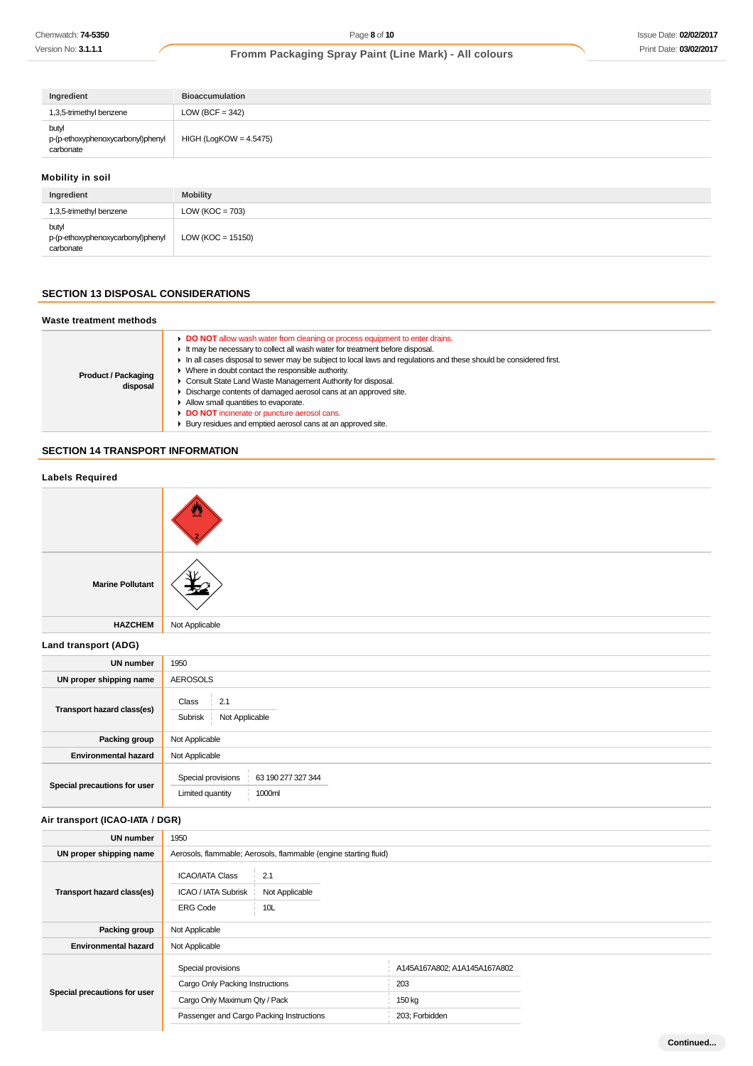| Ingredient | Bioaccumulation |
| --- | --- |
| 1,3,5-trimethyl benzene | LOW (BCF = 342) |
| butyl p-(p-ethoxyphenoxycarbonyl)phenyl carbonate | HIGH (LogKOW = 4.5475) |

### Mobility in soil

| Ingredient | Mobility |
| --- | --- |
| 1,3,5-trimethyl benzene | LOW (KOC = 703) |
| butyl p-(p-ethoxyphenoxycarbonyl)phenyl carbonate | LOW (KOC = 15150) |

## SECTION 13 DISPOSAL CONSIDERATIONS

### Waste treatment methods

| | |
| --- | --- |
| **Product / Packaging disposal** | ▸ **DO NOT** allow wash water from cleaning or process equipment to enter drains.<br>▸ It may be necessary to collect all wash water for treatment before disposal.<br>▸ In all cases disposal to sewer may be subject to local laws and regulations and these should be considered first.<br>▸ Where in doubt contact the responsible authority.<br>▸ Consult State Land Waste Management Authority for disposal.<br>▸ Discharge contents of damaged aerosol cans at an approved site.<br>▸ Allow small quantities to evaporate.<br>▸ **DO NOT** incinerate or puncture aerosol cans.<br>▸ Bury residues and emptied aerosol cans at an approved site. |

## SECTION 14 TRANSPORT INFORMATION

### Labels Required

| | |
| --- | --- |
| | |
| **Marine Pollutant** | |
| **HAZCHEM** | Not Applicable |

### Land transport (ADG)

| | |
| --- | --- |
| **UN number** | 1950 |
| **UN proper shipping name** | AEROSOLS |
| **Transport hazard class(es)** | Class: 2.1<br>Subrisk: Not Applicable |
| **Packing group** | Not Applicable |
| **Environmental hazard** | Not Applicable |
| **Special precautions for user** | Special provisions: 63 190 277 327 344<br>Limited quantity: 1000ml |

### Air transport (ICAO-IATA / DGR)

| | |
| --- | --- |
| **UN number** | 1950 |
| **UN proper shipping name** | Aerosols, flammable; Aerosols, flammable (engine starting fluid) |
| **Transport hazard class(es)** | ICAO/IATA Class: 2.1<br>ICAO / IATA Subrisk: Not Applicable<br>ERG Code: 10L |
| **Packing group** | Not Applicable |
| **Environmental hazard** | Not Applicable |
| **Special precautions for user** | Special provisions: A145A167A802; A1A145A167A802<br>Cargo Only Packing Instructions: 203<br>Cargo Only Maximum Qty / Pack: 150 kg<br>Passenger and Cargo Packing Instructions: 203; Forbidden |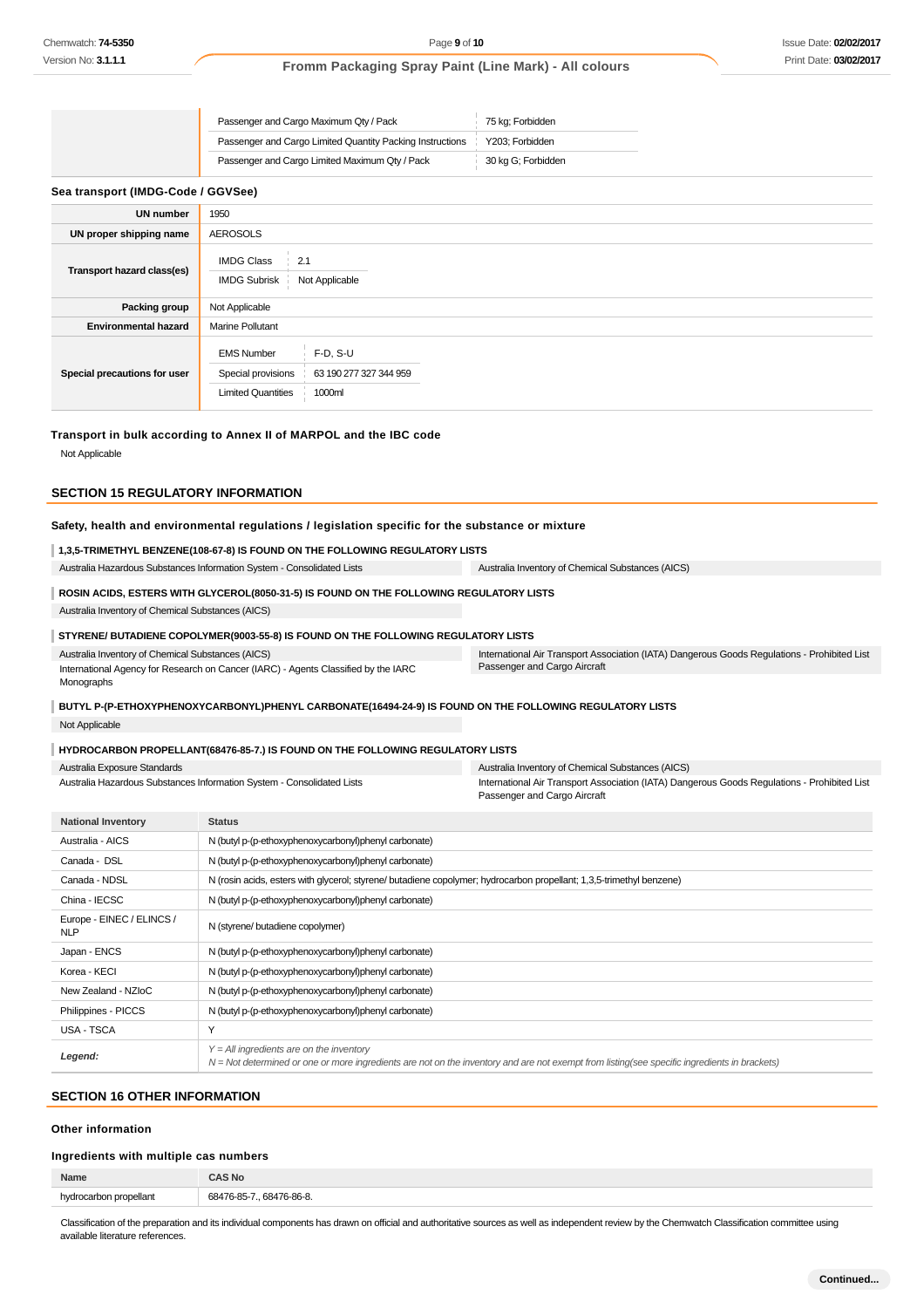| | | |
|---|---|---|
| | Passenger and Cargo Maximum Qty / Pack | 75 kg; Forbidden |
| | Passenger and Cargo Limited Quantity Packing Instructions | Y203; Forbidden |
| | Passenger and Cargo Limited Maximum Qty / Pack | 30 kg G; Forbidden |

### Sea transport (IMDG-Code / GGVSee)

| | | |
|---|---|---|
| **UN number** | 1950 | |
| **UN proper shipping name** | AEROSOLS | |
| **Transport hazard class(es)** | IMDG Class | 2.1 |
| | IMDG Subrisk | Not Applicable |
| **Packing group** | Not Applicable | |
| **Environmental hazard** | Marine Pollutant | |
| **Special precautions for user** | EMS Number | F-D, S-U |
| | Special provisions | 63 190 277 327 344 959 |
| | Limited Quantities | 1000ml |

### Transport in bulk according to Annex II of MARPOL and the IBC code

Not Applicable

## SECTION 15 REGULATORY INFORMATION

### Safety, health and environmental regulations / legislation specific for the substance or mixture

**1,3,5-TRIMETHYL BENZENE(108-67-8) IS FOUND ON THE FOLLOWING REGULATORY LISTS**

Australia Hazardous Substances Information System - Consolidated Lists
Australia Inventory of Chemical Substances (AICS)

**ROSIN ACIDS, ESTERS WITH GLYCEROL(8050-31-5) IS FOUND ON THE FOLLOWING REGULATORY LISTS**

Australia Inventory of Chemical Substances (AICS)

**STYRENE/ BUTADIENE COPOLYMER(9003-55-8) IS FOUND ON THE FOLLOWING REGULATORY LISTS**

Australia Inventory of Chemical Substances (AICS)
International Agency for Research on Cancer (IARC) - Agents Classified by the IARC Monographs
International Air Transport Association (IATA) Dangerous Goods Regulations - Prohibited List Passenger and Cargo Aircraft

**BUTYL P-(P-ETHOXYPHENOXYCARBONYL)PHENYL CARBONATE(16494-24-9) IS FOUND ON THE FOLLOWING REGULATORY LISTS**

Not Applicable

**HYDROCARBON PROPELLANT(68476-85-7.) IS FOUND ON THE FOLLOWING REGULATORY LISTS**

Australia Exposure Standards
Australia Hazardous Substances Information System - Consolidated Lists
Australia Inventory of Chemical Substances (AICS)
International Air Transport Association (IATA) Dangerous Goods Regulations - Prohibited List Passenger and Cargo Aircraft

| National Inventory | Status |
|---|---|
| Australia - AICS | N (butyl p-(p-ethoxyphenoxycarbonyl)phenyl carbonate) |
| Canada - DSL | N (butyl p-(p-ethoxyphenoxycarbonyl)phenyl carbonate) |
| Canada - NDSL | N (rosin acids, esters with glycerol; styrene/ butadiene copolymer; hydrocarbon propellant; 1,3,5-trimethyl benzene) |
| China - IECSC | N (butyl p-(p-ethoxyphenoxycarbonyl)phenyl carbonate) |
| Europe - EINEC / ELINCS / NLP | N (styrene/ butadiene copolymer) |
| Japan - ENCS | N (butyl p-(p-ethoxyphenoxycarbonyl)phenyl carbonate) |
| Korea - KECI | N (butyl p-(p-ethoxyphenoxycarbonyl)phenyl carbonate) |
| New Zealand - NZIoC | N (butyl p-(p-ethoxyphenoxycarbonyl)phenyl carbonate) |
| Philippines - PICCS | N (butyl p-(p-ethoxyphenoxycarbonyl)phenyl carbonate) |
| USA - TSCA | Y |
| ***Legend:*** | *Y = All ingredients are on the inventory*<br>*N = Not determined or one or more ingredients are not on the inventory and are not exempt from listing(see specific ingredients in brackets)* |

## SECTION 16 OTHER INFORMATION

### Other information

### Ingredients with multiple cas numbers

| Name | CAS No |
|---|---|
| hydrocarbon propellant | 68476-85-7., 68476-86-8. |

Classification of the preparation and its individual components has drawn on official and authoritative sources as well as independent review by the Chemwatch Classification committee using available literature references.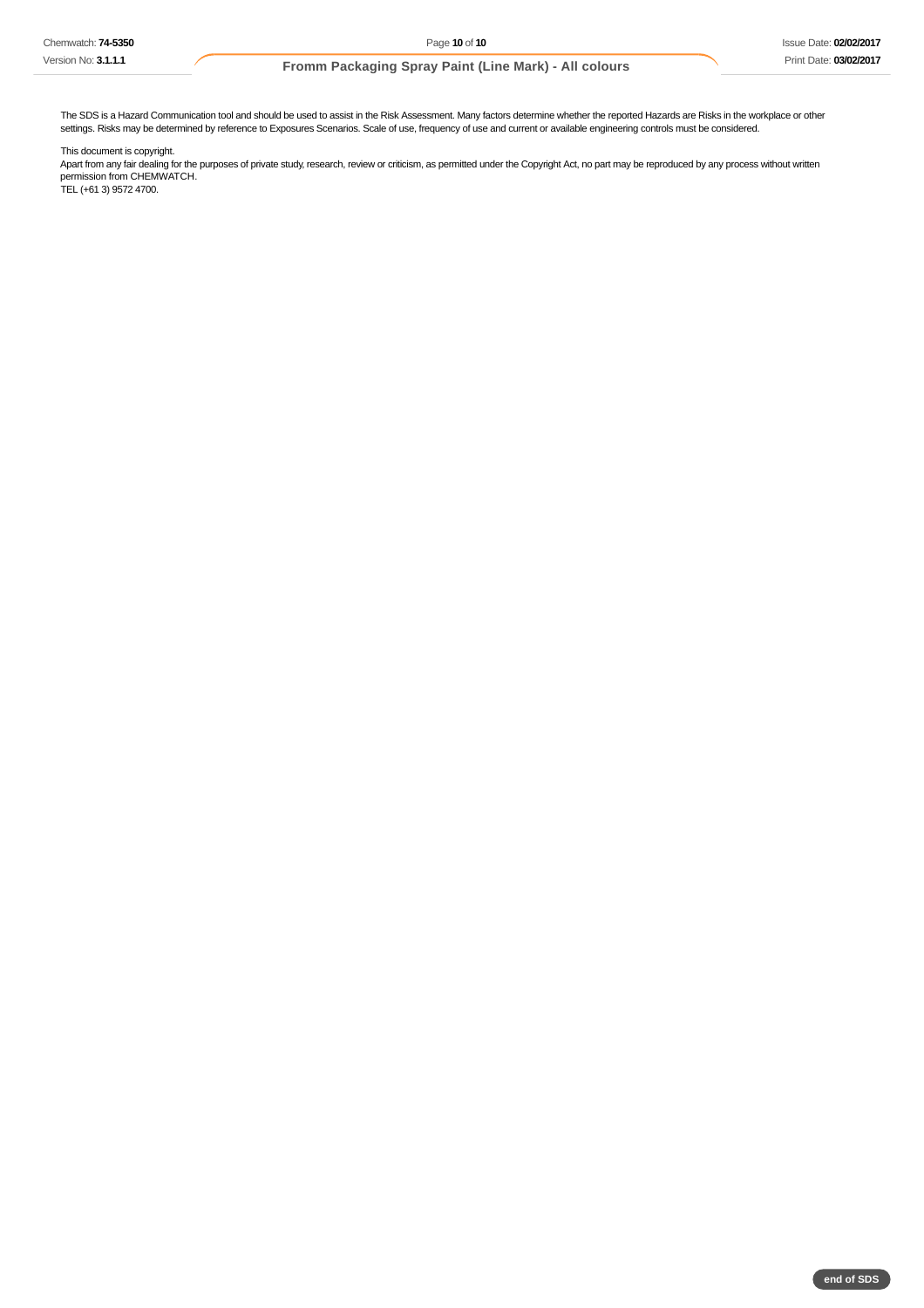The SDS is a Hazard Communication tool and should be used to assist in the Risk Assessment. Many factors determine whether the reported Hazards are Risks in the workplace or other settings. Risks may be determined by reference to Exposures Scenarios. Scale of use, frequency of use and current or available engineering controls must be considered.

This document is copyright.
Apart from any fair dealing for the purposes of private study, research, review or criticism, as permitted under the Copyright Act, no part may be reproduced by any process without written permission from CHEMWATCH.
TEL (+61 3) 9572 4700.

**end of SDS**